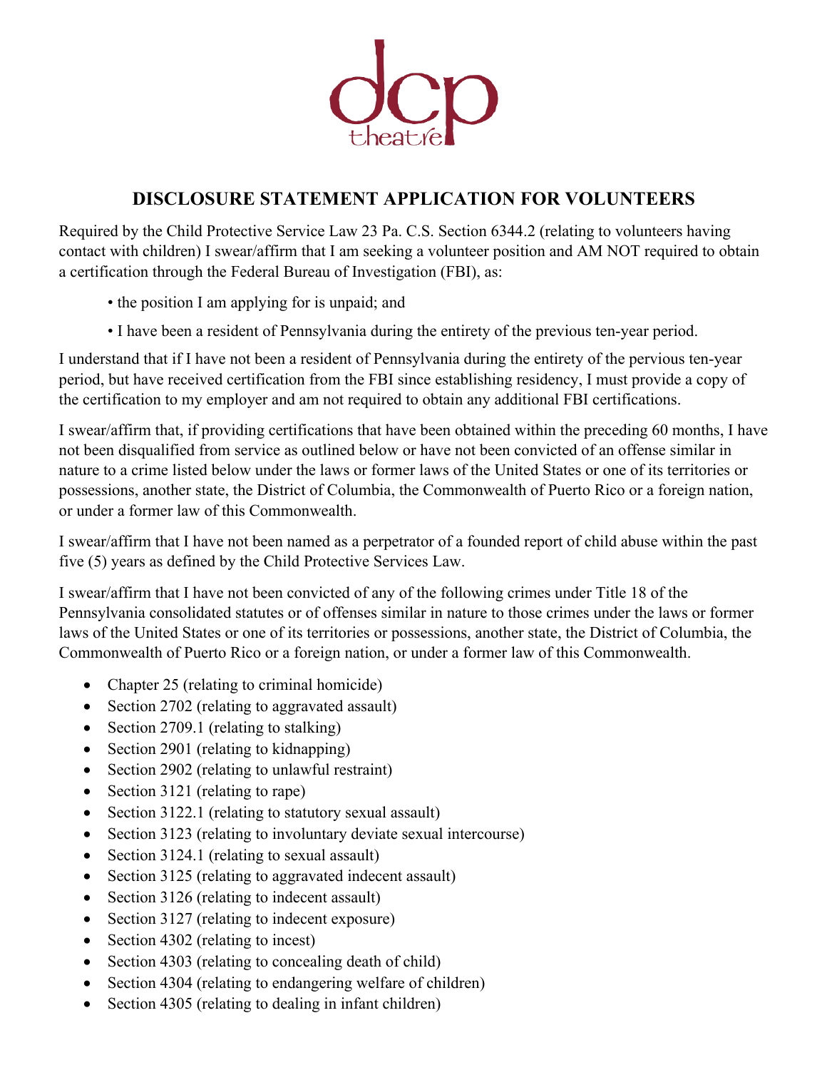dcp theatre

# DISCLOSURE STATEMENT APPLICATION FOR VOLUNTEERS

Required by the Child Protective Service Law 23 Pa. C.S. Section 6344.2 (relating to volunteers having contact with children) I swear/affirm that I am seeking a volunteer position and AM NOT required to obtain a certification through the Federal Bureau of Investigation (FBI), as:

- the position I am applying for is unpaid; and
- I have been a resident of Pennsylvania during the entirety of the previous ten-year period.

I understand that if I have not been a resident of Pennsylvania during the entirety of the pervious ten-year period, but have received certification from the FBI since establishing residency, I must provide a copy of the certification to my employer and am not required to obtain any additional FBI certifications.

I swear/affirm that, if providing certifications that have been obtained within the preceding 60 months, I have not been disqualified from service as outlined below or have not been convicted of an offense similar in nature to a crime listed below under the laws or former laws of the United States or one of its territories or possessions, another state, the District of Columbia, the Commonwealth of Puerto Rico or a foreign nation, or under a former law of this Commonwealth.

I swear/affirm that I have not been named as a perpetrator of a founded report of child abuse within the past five (5) years as defined by the Child Protective Services Law.

I swear/affirm that I have not been convicted of any of the following crimes under Title 18 of the Pennsylvania consolidated statutes or of offenses similar in nature to those crimes under the laws or former laws of the United States or one of its territories or possessions, another state, the District of Columbia, the Commonwealth of Puerto Rico or a foreign nation, or under a former law of this Commonwealth.

- Chapter 25 (relating to criminal homicide)
- Section 2702 (relating to aggravated assault)
- Section 2709.1 (relating to stalking)
- Section 2901 (relating to kidnapping)
- Section 2902 (relating to unlawful restraint)
- Section 3121 (relating to rape)
- Section 3122.1 (relating to statutory sexual assault)
- Section 3123 (relating to involuntary deviate sexual intercourse)
- Section 3124.1 (relating to sexual assault)
- Section 3125 (relating to aggravated indecent assault)
- Section 3126 (relating to indecent assault)
- Section 3127 (relating to indecent exposure)
- Section 4302 (relating to incest)
- Section 4303 (relating to concealing death of child)
- Section 4304 (relating to endangering welfare of children)
- Section 4305 (relating to dealing in infant children)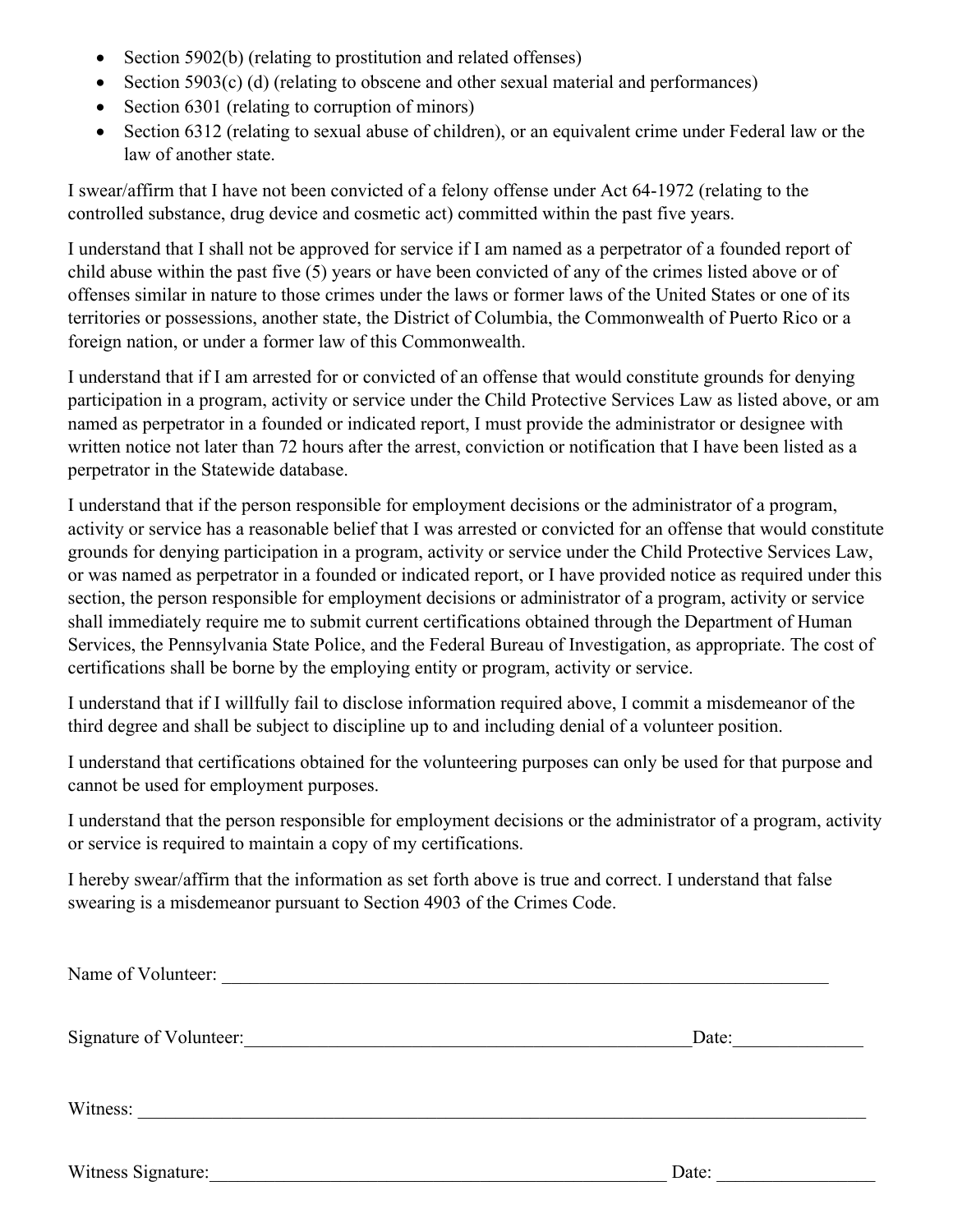- Section 5902(b) (relating to prostitution and related offenses)
- Section 5903(c) (d) (relating to obscene and other sexual material and performances)
- Section 6301 (relating to corruption of minors)
- Section 6312 (relating to sexual abuse of children), or an equivalent crime under Federal law or the law of another state.

I swear/affirm that I have not been convicted of a felony offense under Act 64-1972 (relating to the controlled substance, drug device and cosmetic act) committed within the past five years.

I understand that I shall not be approved for service if I am named as a perpetrator of a founded report of child abuse within the past five (5) years or have been convicted of any of the crimes listed above or of offenses similar in nature to those crimes under the laws or former laws of the United States or one of its territories or possessions, another state, the District of Columbia, the Commonwealth of Puerto Rico or a foreign nation, or under a former law of this Commonwealth.

I understand that if I am arrested for or convicted of an offense that would constitute grounds for denying participation in a program, activity or service under the Child Protective Services Law as listed above, or am named as perpetrator in a founded or indicated report, I must provide the administrator or designee with written notice not later than 72 hours after the arrest, conviction or notification that I have been listed as a perpetrator in the Statewide database.

I understand that if the person responsible for employment decisions or the administrator of a program, activity or service has a reasonable belief that I was arrested or convicted for an offense that would constitute grounds for denying participation in a program, activity or service under the Child Protective Services Law, or was named as perpetrator in a founded or indicated report, or I have provided notice as required under this section, the person responsible for employment decisions or administrator of a program, activity or service shall immediately require me to submit current certifications obtained through the Department of Human Services, the Pennsylvania State Police, and the Federal Bureau of Investigation, as appropriate. The cost of certifications shall be borne by the employing entity or program, activity or service.

I understand that if I willfully fail to disclose information required above, I commit a misdemeanor of the third degree and shall be subject to discipline up to and including denial of a volunteer position.

I understand that certifications obtained for the volunteering purposes can only be used for that purpose and cannot be used for employment purposes.

I understand that the person responsible for employment decisions or the administrator of a program, activity or service is required to maintain a copy of my certifications.

I hereby swear/affirm that the information as set forth above is true and correct. I understand that false swearing is a misdemeanor pursuant to Section 4903 of the Crimes Code.

Name of Volunteer: ___________________________________________________________________

Signature of Volunteer:_________________________________________________Date:______________

Witness: ____________________________________________________________________________

Witness Signature:__________________________________________________ Date: _________________